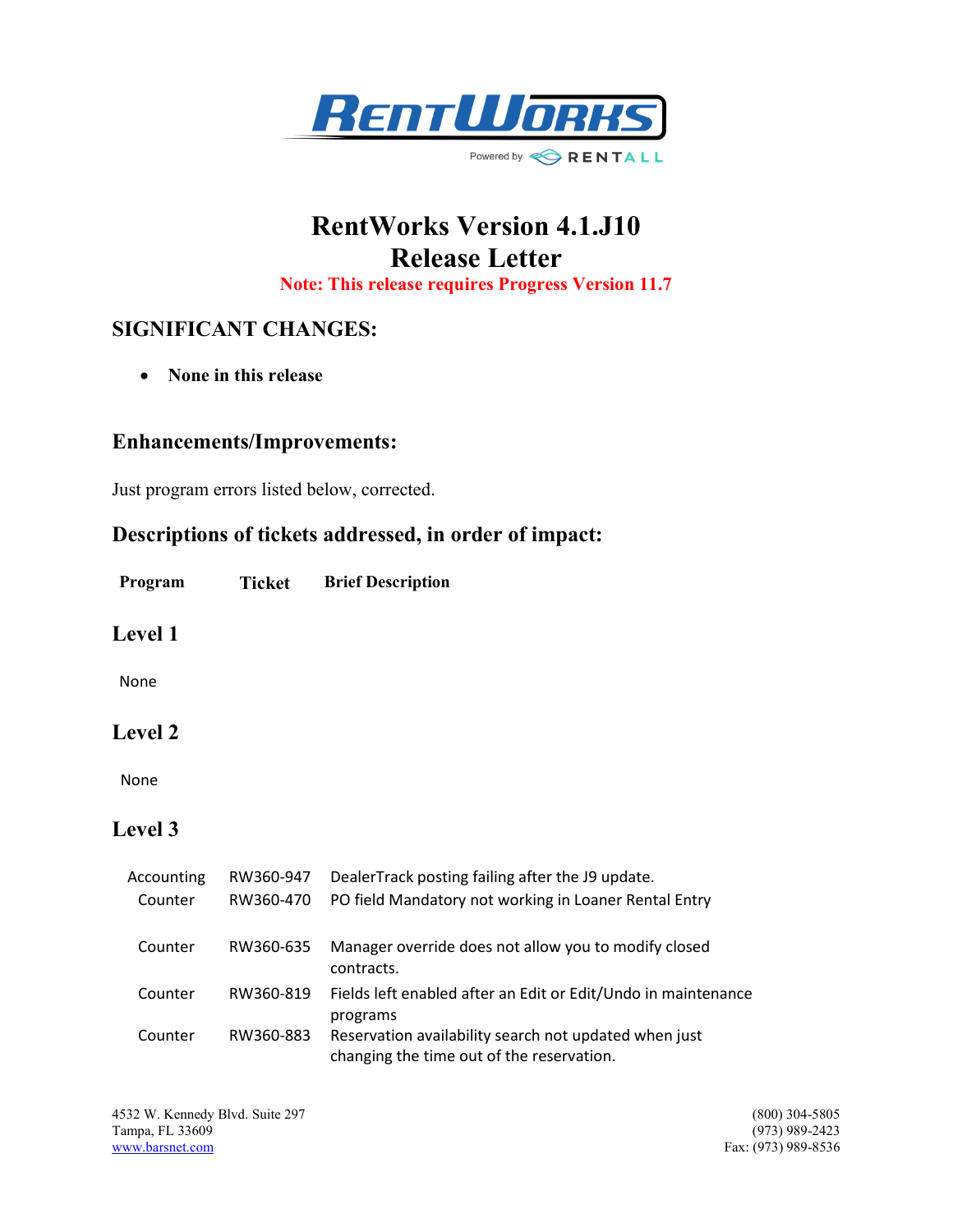# RentWorks Version 4.1.J10
# Release Letter

**Note: This release requires Progress Version 11.7**

## SIGNIFICANT CHANGES:

- **None in this release**

## Enhancements/Improvements:

Just program errors listed below, corrected.

## Descriptions of tickets addressed, in order of impact:

| Program | Ticket | Brief Description |
|---|---|---|

### Level 1

None

### Level 2

None

### Level 3

| Program | Ticket | Brief Description |
|---|---|---|
| Accounting | RW360-947 | DealerTrack posting failing after the J9 update. |
| Counter | RW360-470 | PO field Mandatory not working in Loaner Rental Entry |
| Counter | RW360-635 | Manager override does not allow you to modify closed contracts. |
| Counter | RW360-819 | Fields left enabled after an Edit or Edit/Undo in maintenance programs |
| Counter | RW360-883 | Reservation availability search not updated when just changing the time out of the reservation. |

4532 W. Kennedy Blvd. Suite 297
Tampa, FL 33609
www.barsnet.com

(800) 304-5805
(973) 989-2423
Fax: (973) 989-8536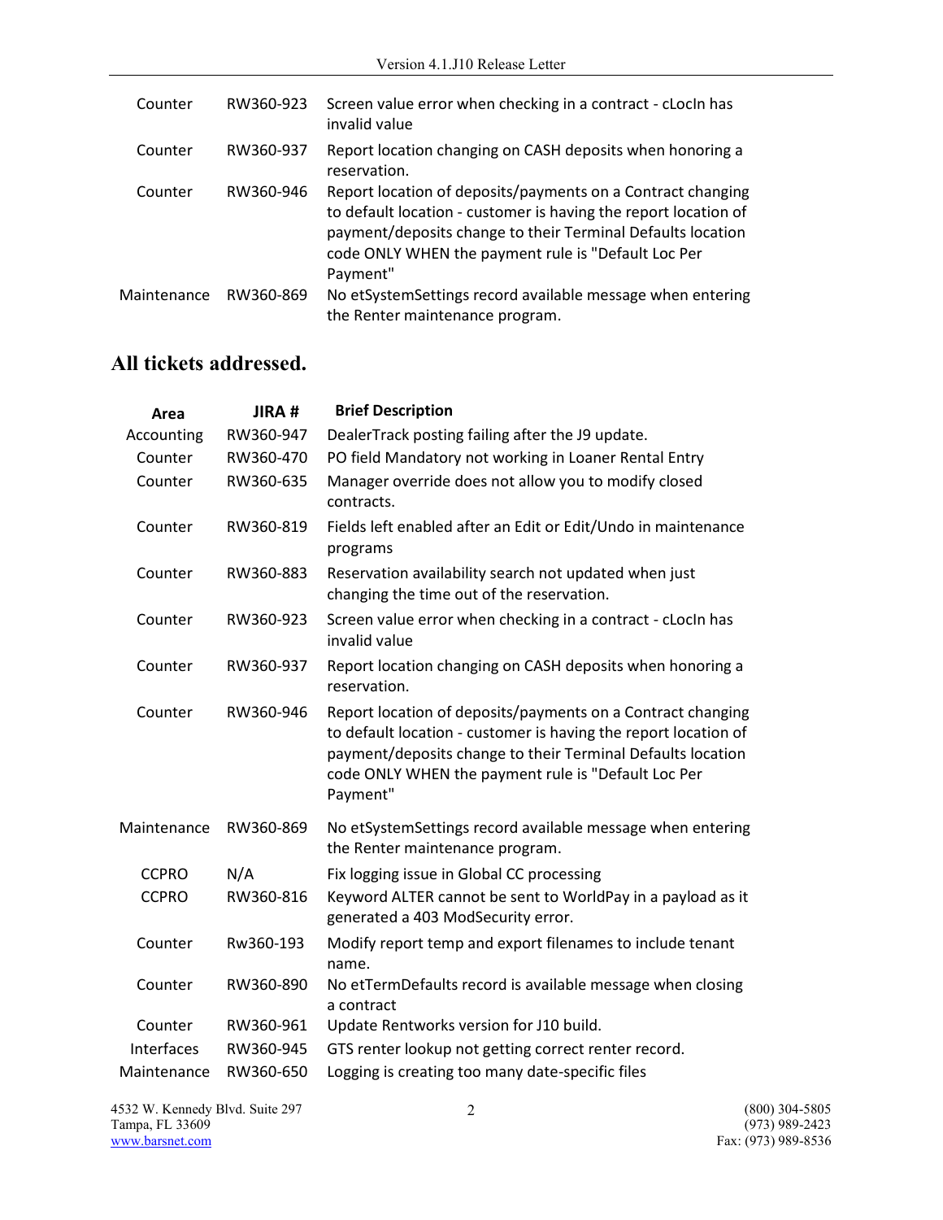| | | |
|---|---|---|
| Counter | RW360-923 | Screen value error when checking in a contract - cLocIn has invalid value |
| Counter | RW360-937 | Report location changing on CASH deposits when honoring a reservation. |
| Counter | RW360-946 | Report location of deposits/payments on a Contract changing to default location - customer is having the report location of payment/deposits change to their Terminal Defaults location code ONLY WHEN the payment rule is "Default Loc Per Payment" |
| Maintenance | RW360-869 | No etSystemSettings record available message when entering the Renter maintenance program. |

## All tickets addressed.

| Area | JIRA # | Brief Description |
|---|---|---|
| Accounting | RW360-947 | DealerTrack posting failing after the J9 update. |
| Counter | RW360-470 | PO field Mandatory not working in Loaner Rental Entry |
| Counter | RW360-635 | Manager override does not allow you to modify closed contracts. |
| Counter | RW360-819 | Fields left enabled after an Edit or Edit/Undo in maintenance programs |
| Counter | RW360-883 | Reservation availability search not updated when just changing the time out of the reservation. |
| Counter | RW360-923 | Screen value error when checking in a contract - cLocIn has invalid value |
| Counter | RW360-937 | Report location changing on CASH deposits when honoring a reservation. |
| Counter | RW360-946 | Report location of deposits/payments on a Contract changing to default location - customer is having the report location of payment/deposits change to their Terminal Defaults location code ONLY WHEN the payment rule is "Default Loc Per Payment" |
| Maintenance | RW360-869 | No etSystemSettings record available message when entering the Renter maintenance program. |
| CCPRO | N/A | Fix logging issue in Global CC processing |
| CCPRO | RW360-816 | Keyword ALTER cannot be sent to WorldPay in a payload as it generated a 403 ModSecurity error. |
| Counter | Rw360-193 | Modify report temp and export filenames to include tenant name. |
| Counter | RW360-890 | No etTermDefaults record is available message when closing a contract |
| Counter | RW360-961 | Update Rentworks version for J10 build. |
| Interfaces | RW360-945 | GTS renter lookup not getting correct renter record. |
| Maintenance | RW360-650 | Logging is creating too many date-specific files |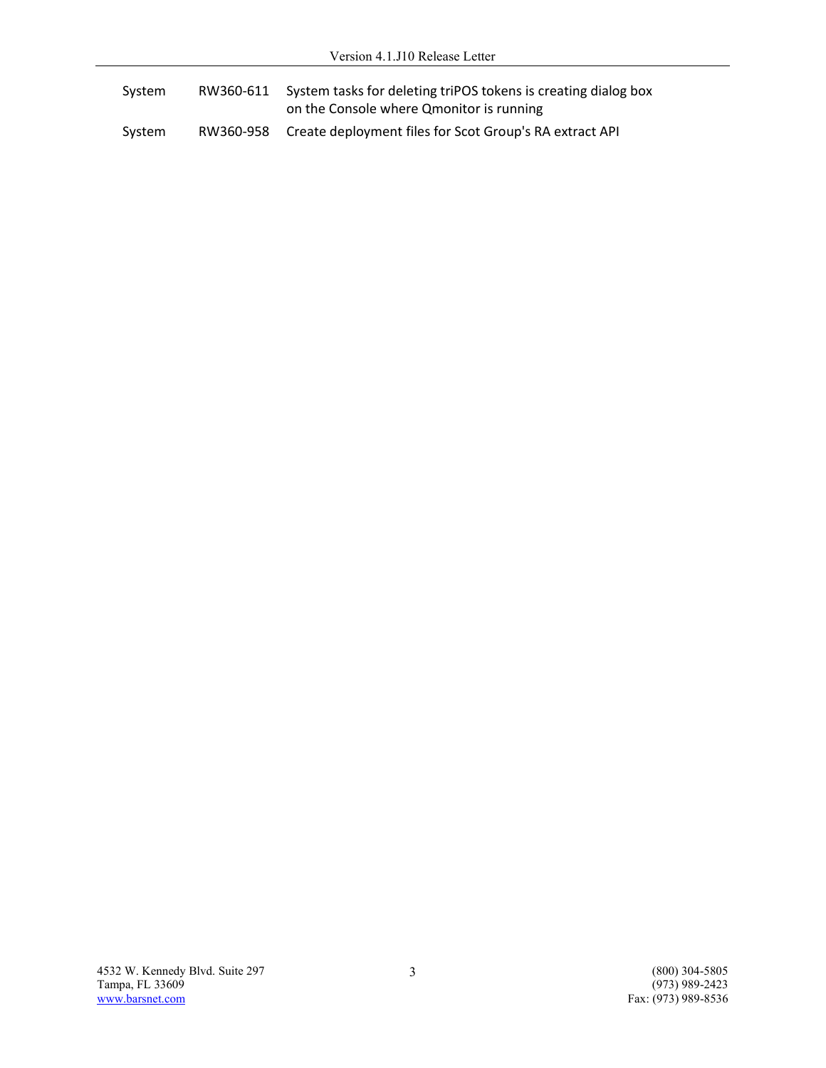| | | |
|---|---|---|
| System | RW360-611 | System tasks for deleting triPOS tokens is creating dialog box on the Console where Qmonitor is running |
| System | RW360-958 | Create deployment files for Scot Group's RA extract API |